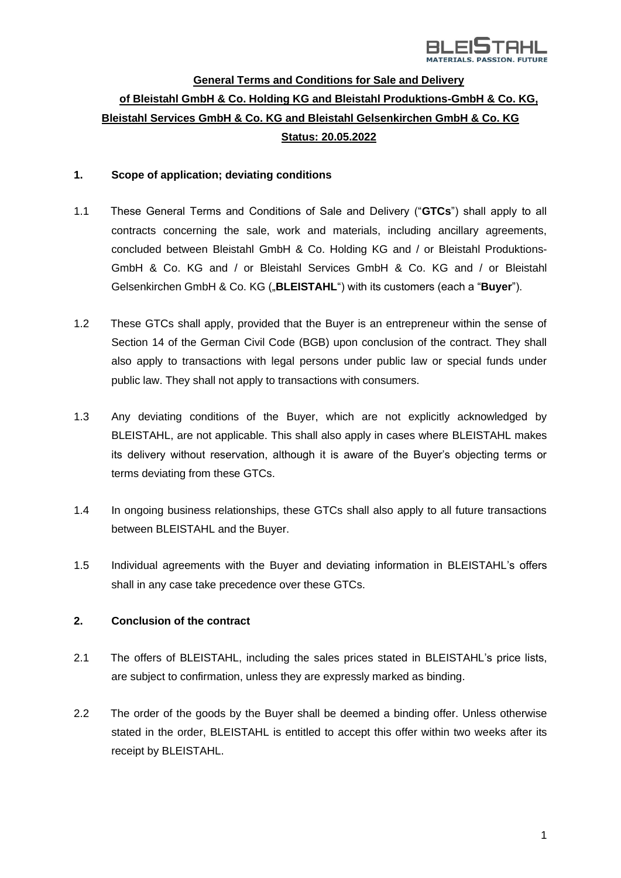**General Terms and Conditions for Sale and Delivery of Bleistahl GmbH & Co. Holding KG and Bleistahl Produktions-GmbH & Co. KG, Bleistahl Services GmbH & Co. KG and Bleistahl Gelsenkirchen GmbH & Co. KG**

**Status: 20.05.2022**

## 1. Scope of application; deviating conditions

1.1 These General Terms and Conditions of Sale and Delivery ("**GTCs**") shall apply to all contracts concerning the sale, work and materials, including ancillary agreements, concluded between Bleistahl GmbH & Co. Holding KG and / or Bleistahl Produktions-GmbH & Co. KG and / or Bleistahl Services GmbH & Co. KG and / or Bleistahl Gelsenkirchen GmbH & Co. KG („**BLEISTAHL**") with its customers (each a "**Buyer**").

1.2 These GTCs shall apply, provided that the Buyer is an entrepreneur within the sense of Section 14 of the German Civil Code (BGB) upon conclusion of the contract. They shall also apply to transactions with legal persons under public law or special funds under public law. They shall not apply to transactions with consumers.

1.3 Any deviating conditions of the Buyer, which are not explicitly acknowledged by BLEISTAHL, are not applicable. This shall also apply in cases where BLEISTAHL makes its delivery without reservation, although it is aware of the Buyer's objecting terms or terms deviating from these GTCs.

1.4 In ongoing business relationships, these GTCs shall also apply to all future transactions between BLEISTAHL and the Buyer.

1.5 Individual agreements with the Buyer and deviating information in BLEISTAHL's offers shall in any case take precedence over these GTCs.

## 2. Conclusion of the contract

2.1 The offers of BLEISTAHL, including the sales prices stated in BLEISTAHL's price lists, are subject to confirmation, unless they are expressly marked as binding.

2.2 The order of the goods by the Buyer shall be deemed a binding offer. Unless otherwise stated in the order, BLEISTAHL is entitled to accept this offer within two weeks after its receipt by BLEISTAHL.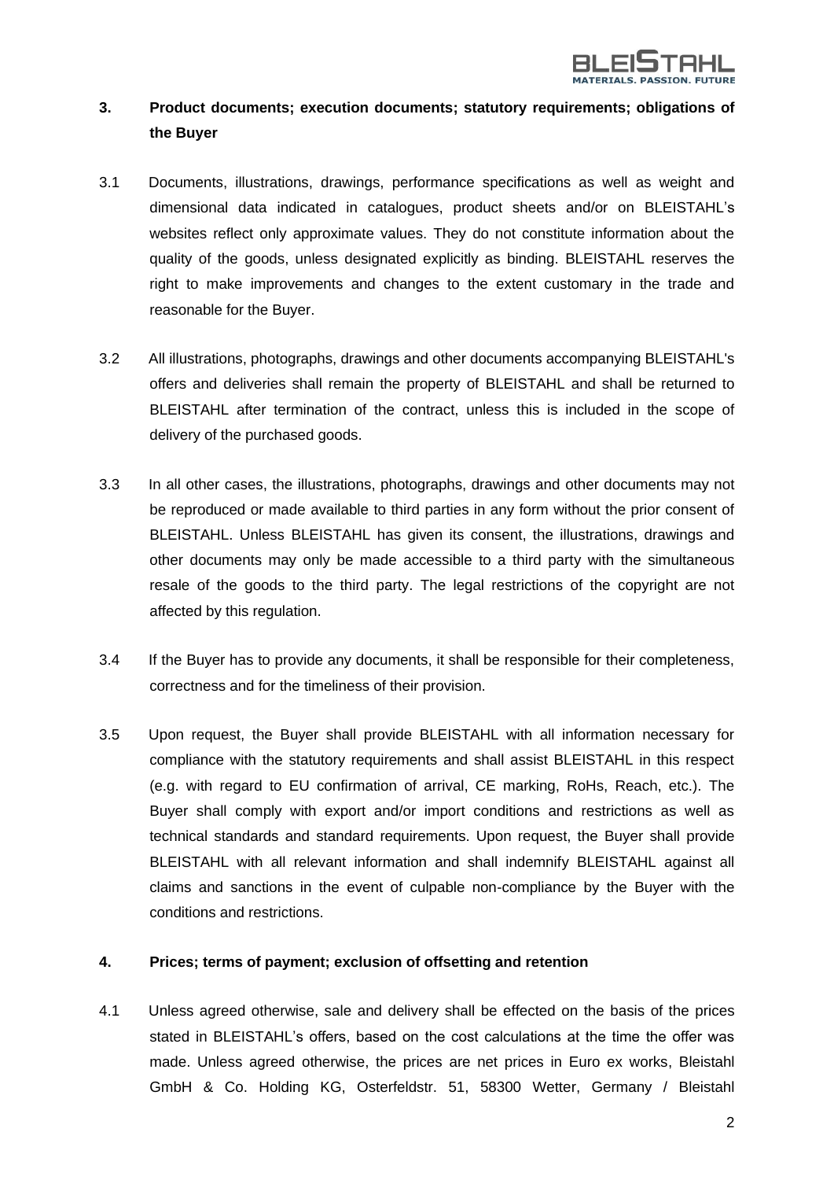## 3. Product documents; execution documents; statutory requirements; obligations of the Buyer

3.1 Documents, illustrations, drawings, performance specifications as well as weight and dimensional data indicated in catalogues, product sheets and/or on BLEISTAHL's websites reflect only approximate values. They do not constitute information about the quality of the goods, unless designated explicitly as binding. BLEISTAHL reserves the right to make improvements and changes to the extent customary in the trade and reasonable for the Buyer.

3.2 All illustrations, photographs, drawings and other documents accompanying BLEISTAHL's offers and deliveries shall remain the property of BLEISTAHL and shall be returned to BLEISTAHL after termination of the contract, unless this is included in the scope of delivery of the purchased goods.

3.3 In all other cases, the illustrations, photographs, drawings and other documents may not be reproduced or made available to third parties in any form without the prior consent of BLEISTAHL. Unless BLEISTAHL has given its consent, the illustrations, drawings and other documents may only be made accessible to a third party with the simultaneous resale of the goods to the third party. The legal restrictions of the copyright are not affected by this regulation.

3.4 If the Buyer has to provide any documents, it shall be responsible for their completeness, correctness and for the timeliness of their provision.

3.5 Upon request, the Buyer shall provide BLEISTAHL with all information necessary for compliance with the statutory requirements and shall assist BLEISTAHL in this respect (e.g. with regard to EU confirmation of arrival, CE marking, RoHs, Reach, etc.). The Buyer shall comply with export and/or import conditions and restrictions as well as technical standards and standard requirements. Upon request, the Buyer shall provide BLEISTAHL with all relevant information and shall indemnify BLEISTAHL against all claims and sanctions in the event of culpable non-compliance by the Buyer with the conditions and restrictions.

## 4. Prices; terms of payment; exclusion of offsetting and retention

4.1 Unless agreed otherwise, sale and delivery shall be effected on the basis of the prices stated in BLEISTAHL's offers, based on the cost calculations at the time the offer was made. Unless agreed otherwise, the prices are net prices in Euro ex works, Bleistahl GmbH & Co. Holding KG, Osterfeldstr. 51, 58300 Wetter, Germany / Bleistahl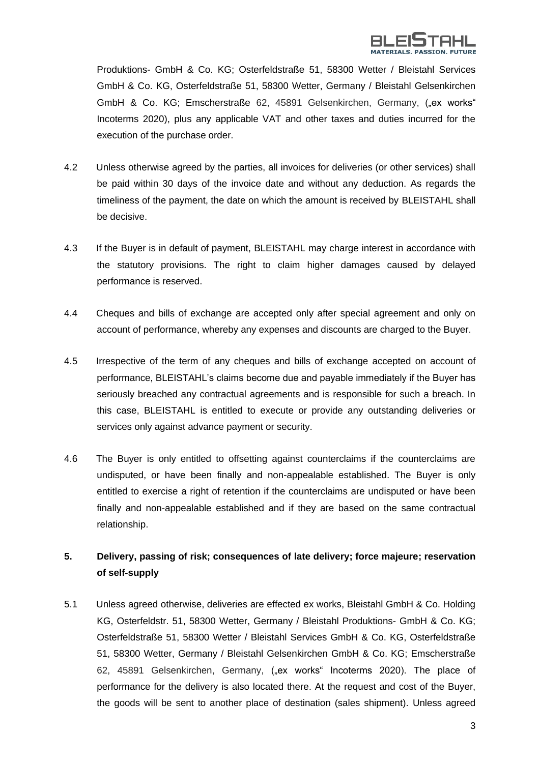Produktions- GmbH & Co. KG; Osterfeldstraße 51, 58300 Wetter / Bleistahl Services GmbH & Co. KG, Osterfeldstraße 51, 58300 Wetter, Germany / Bleistahl Gelsenkirchen GmbH & Co. KG; Emscherstraße 62, 45891 Gelsenkirchen, Germany, („ex works" Incoterms 2020), plus any applicable VAT and other taxes and duties incurred for the execution of the purchase order.

4.2 Unless otherwise agreed by the parties, all invoices for deliveries (or other services) shall be paid within 30 days of the invoice date and without any deduction. As regards the timeliness of the payment, the date on which the amount is received by BLEISTAHL shall be decisive.

4.3 If the Buyer is in default of payment, BLEISTAHL may charge interest in accordance with the statutory provisions. The right to claim higher damages caused by delayed performance is reserved.

4.4 Cheques and bills of exchange are accepted only after special agreement and only on account of performance, whereby any expenses and discounts are charged to the Buyer.

4.5 Irrespective of the term of any cheques and bills of exchange accepted on account of performance, BLEISTAHL's claims become due and payable immediately if the Buyer has seriously breached any contractual agreements and is responsible for such a breach. In this case, BLEISTAHL is entitled to execute or provide any outstanding deliveries or services only against advance payment or security.

4.6 The Buyer is only entitled to offsetting against counterclaims if the counterclaims are undisputed, or have been finally and non-appealable established. The Buyer is only entitled to exercise a right of retention if the counterclaims are undisputed or have been finally and non-appealable established and if they are based on the same contractual relationship.

## 5. Delivery, passing of risk; consequences of late delivery; force majeure; reservation of self-supply

5.1 Unless agreed otherwise, deliveries are effected ex works, Bleistahl GmbH & Co. Holding KG, Osterfeldstr. 51, 58300 Wetter, Germany / Bleistahl Produktions- GmbH & Co. KG; Osterfeldstraße 51, 58300 Wetter / Bleistahl Services GmbH & Co. KG, Osterfeldstraße 51, 58300 Wetter, Germany / Bleistahl Gelsenkirchen GmbH & Co. KG; Emscherstraße 62, 45891 Gelsenkirchen, Germany, („ex works" Incoterms 2020). The place of performance for the delivery is also located there. At the request and cost of the Buyer, the goods will be sent to another place of destination (sales shipment). Unless agreed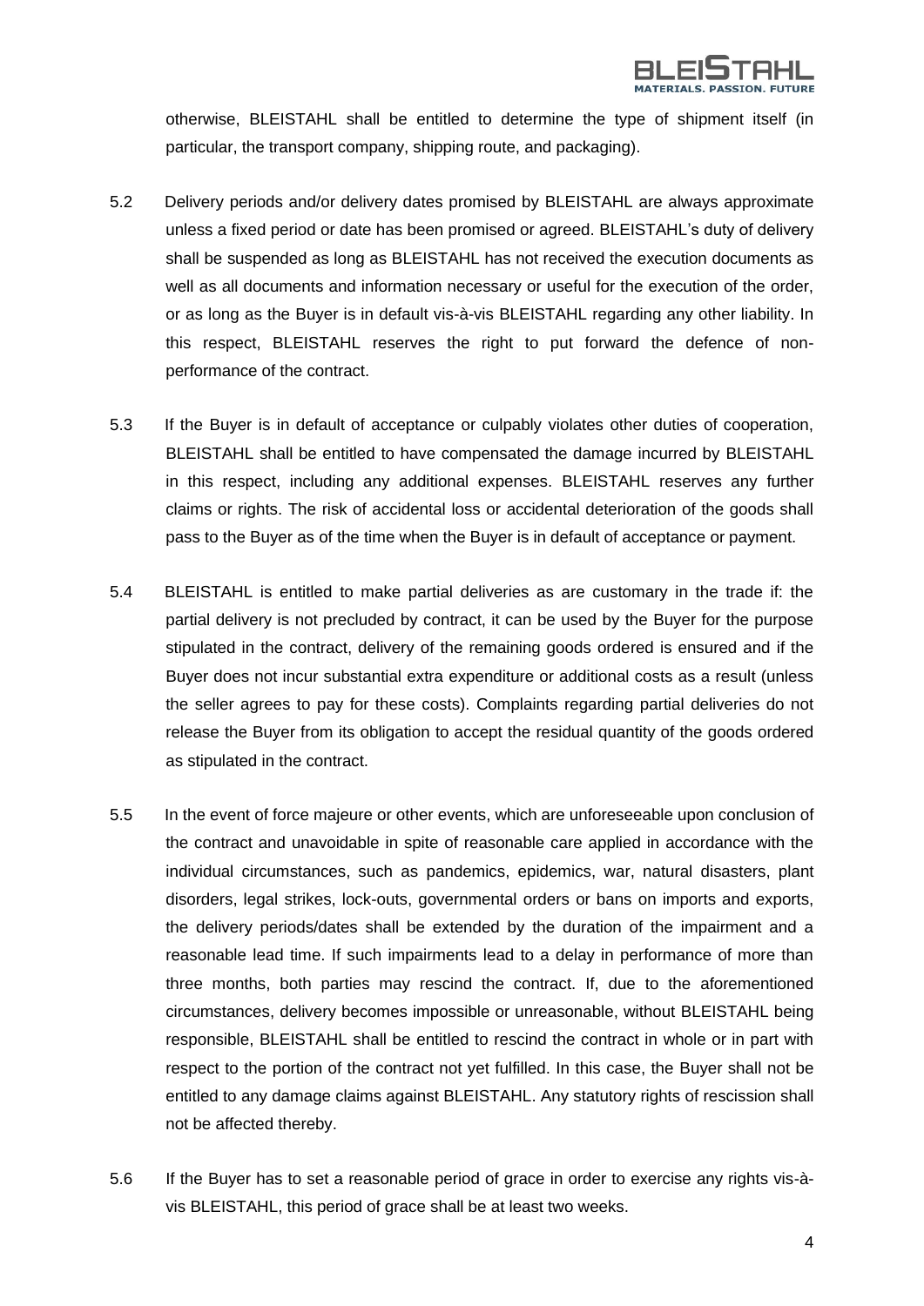otherwise, BLEISTAHL shall be entitled to determine the type of shipment itself (in particular, the transport company, shipping route, and packaging).

5.2 Delivery periods and/or delivery dates promised by BLEISTAHL are always approximate unless a fixed period or date has been promised or agreed. BLEISTAHL's duty of delivery shall be suspended as long as BLEISTAHL has not received the execution documents as well as all documents and information necessary or useful for the execution of the order, or as long as the Buyer is in default vis-à-vis BLEISTAHL regarding any other liability. In this respect, BLEISTAHL reserves the right to put forward the defence of non-performance of the contract.

5.3 If the Buyer is in default of acceptance or culpably violates other duties of cooperation, BLEISTAHL shall be entitled to have compensated the damage incurred by BLEISTAHL in this respect, including any additional expenses. BLEISTAHL reserves any further claims or rights. The risk of accidental loss or accidental deterioration of the goods shall pass to the Buyer as of the time when the Buyer is in default of acceptance or payment.

5.4 BLEISTAHL is entitled to make partial deliveries as are customary in the trade if: the partial delivery is not precluded by contract, it can be used by the Buyer for the purpose stipulated in the contract, delivery of the remaining goods ordered is ensured and if the Buyer does not incur substantial extra expenditure or additional costs as a result (unless the seller agrees to pay for these costs). Complaints regarding partial deliveries do not release the Buyer from its obligation to accept the residual quantity of the goods ordered as stipulated in the contract.

5.5 In the event of force majeure or other events, which are unforeseeable upon conclusion of the contract and unavoidable in spite of reasonable care applied in accordance with the individual circumstances, such as pandemics, epidemics, war, natural disasters, plant disorders, legal strikes, lock-outs, governmental orders or bans on imports and exports, the delivery periods/dates shall be extended by the duration of the impairment and a reasonable lead time. If such impairments lead to a delay in performance of more than three months, both parties may rescind the contract. If, due to the aforementioned circumstances, delivery becomes impossible or unreasonable, without BLEISTAHL being responsible, BLEISTAHL shall be entitled to rescind the contract in whole or in part with respect to the portion of the contract not yet fulfilled. In this case, the Buyer shall not be entitled to any damage claims against BLEISTAHL. Any statutory rights of rescission shall not be affected thereby.

5.6 If the Buyer has to set a reasonable period of grace in order to exercise any rights vis-à-vis BLEISTAHL, this period of grace shall be at least two weeks.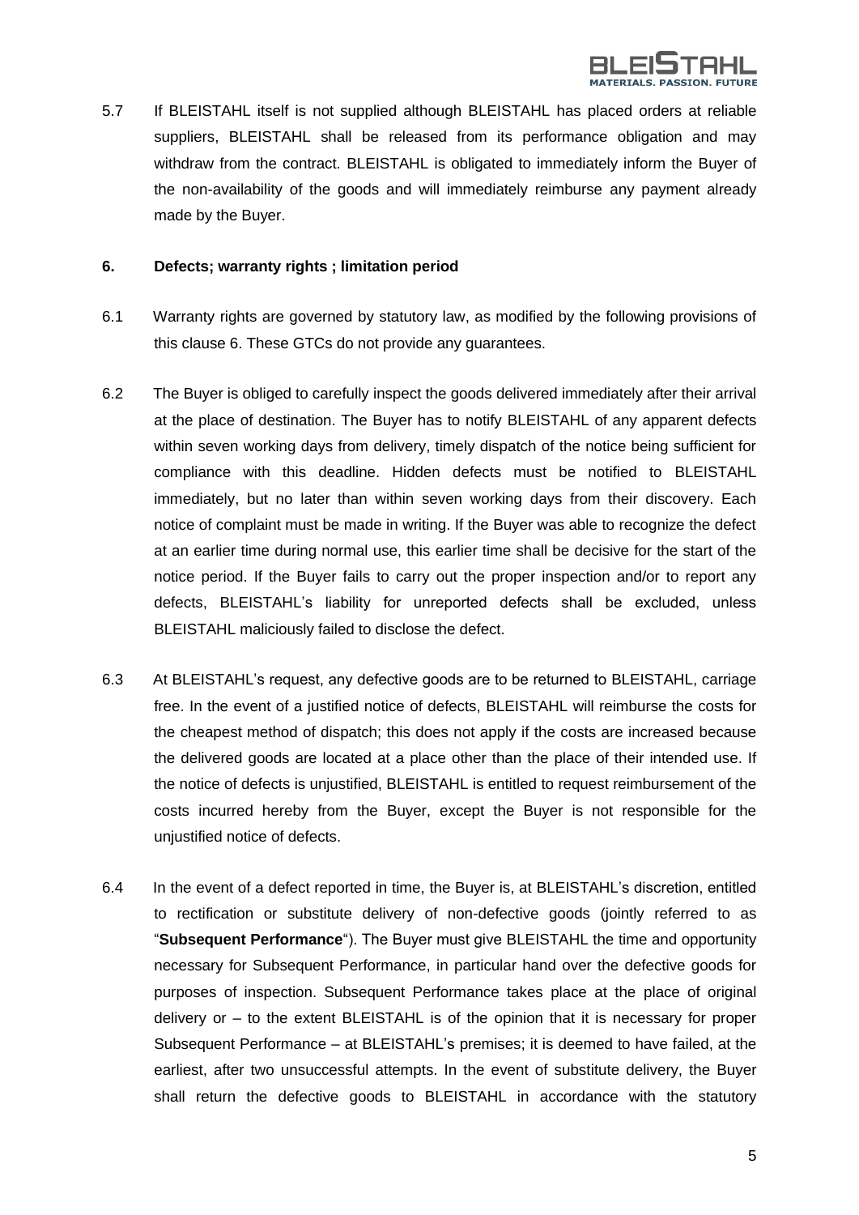5.7 If BLEISTAHL itself is not supplied although BLEISTAHL has placed orders at reliable suppliers, BLEISTAHL shall be released from its performance obligation and may withdraw from the contract. BLEISTAHL is obligated to immediately inform the Buyer of the non-availability of the goods and will immediately reimburse any payment already made by the Buyer.

## 6. Defects; warranty rights ; limitation period

6.1 Warranty rights are governed by statutory law, as modified by the following provisions of this clause 6. These GTCs do not provide any guarantees.

6.2 The Buyer is obliged to carefully inspect the goods delivered immediately after their arrival at the place of destination. The Buyer has to notify BLEISTAHL of any apparent defects within seven working days from delivery, timely dispatch of the notice being sufficient for compliance with this deadline. Hidden defects must be notified to BLEISTAHL immediately, but no later than within seven working days from their discovery. Each notice of complaint must be made in writing. If the Buyer was able to recognize the defect at an earlier time during normal use, this earlier time shall be decisive for the start of the notice period. If the Buyer fails to carry out the proper inspection and/or to report any defects, BLEISTAHL's liability for unreported defects shall be excluded, unless BLEISTAHL maliciously failed to disclose the defect.

6.3 At BLEISTAHL's request, any defective goods are to be returned to BLEISTAHL, carriage free. In the event of a justified notice of defects, BLEISTAHL will reimburse the costs for the cheapest method of dispatch; this does not apply if the costs are increased because the delivered goods are located at a place other than the place of their intended use. If the notice of defects is unjustified, BLEISTAHL is entitled to request reimbursement of the costs incurred hereby from the Buyer, except the Buyer is not responsible for the unjustified notice of defects.

6.4 In the event of a defect reported in time, the Buyer is, at BLEISTAHL's discretion, entitled to rectification or substitute delivery of non-defective goods (jointly referred to as "**Subsequent Performance**"). The Buyer must give BLEISTAHL the time and opportunity necessary for Subsequent Performance, in particular hand over the defective goods for purposes of inspection. Subsequent Performance takes place at the place of original delivery or – to the extent BLEISTAHL is of the opinion that it is necessary for proper Subsequent Performance – at BLEISTAHL's premises; it is deemed to have failed, at the earliest, after two unsuccessful attempts. In the event of substitute delivery, the Buyer shall return the defective goods to BLEISTAHL in accordance with the statutory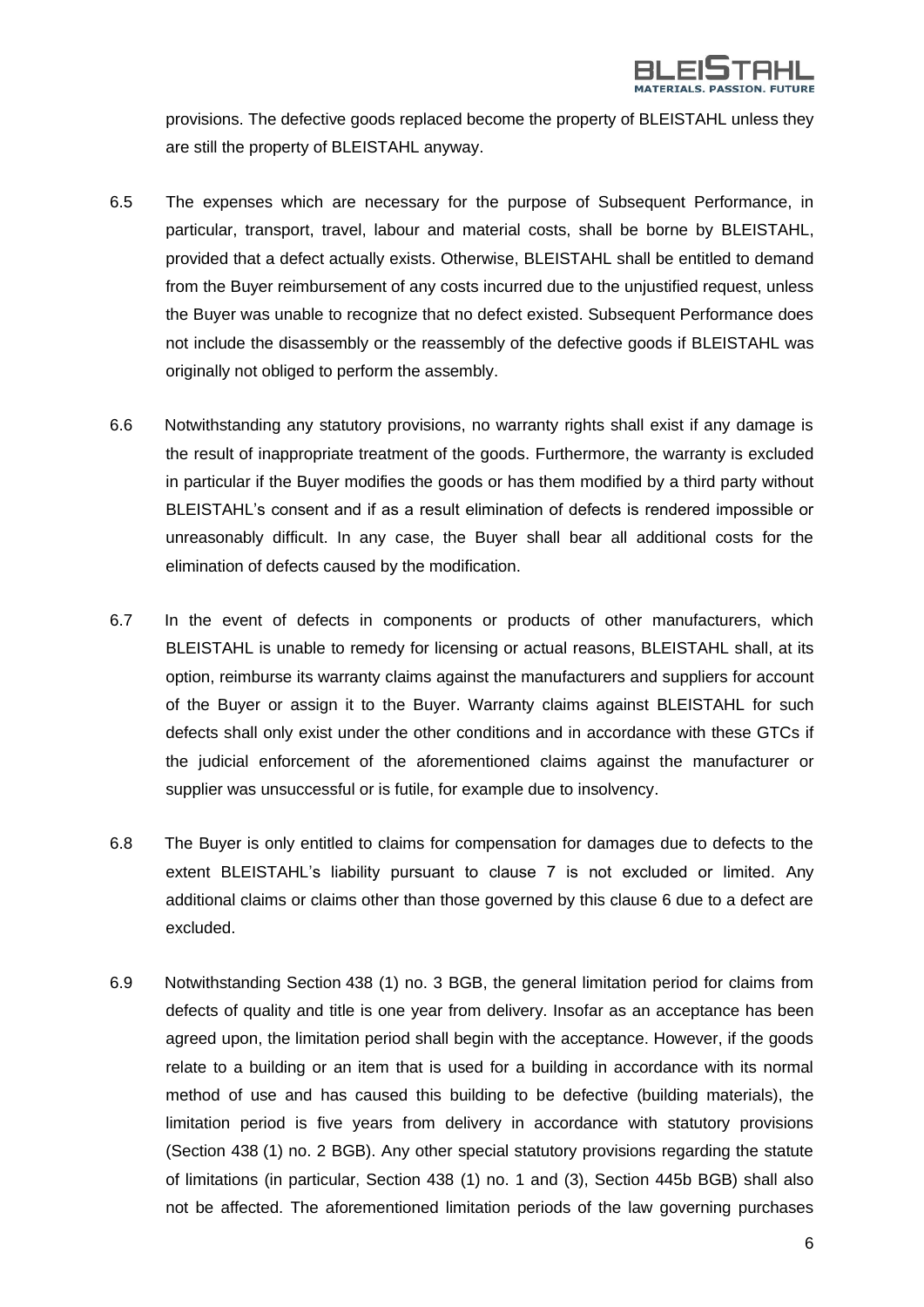provisions. The defective goods replaced become the property of BLEISTAHL unless they are still the property of BLEISTAHL anyway.

6.5 The expenses which are necessary for the purpose of Subsequent Performance, in particular, transport, travel, labour and material costs, shall be borne by BLEISTAHL, provided that a defect actually exists. Otherwise, BLEISTAHL shall be entitled to demand from the Buyer reimbursement of any costs incurred due to the unjustified request, unless the Buyer was unable to recognize that no defect existed. Subsequent Performance does not include the disassembly or the reassembly of the defective goods if BLEISTAHL was originally not obliged to perform the assembly.

6.6 Notwithstanding any statutory provisions, no warranty rights shall exist if any damage is the result of inappropriate treatment of the goods. Furthermore, the warranty is excluded in particular if the Buyer modifies the goods or has them modified by a third party without BLEISTAHL's consent and if as a result elimination of defects is rendered impossible or unreasonably difficult. In any case, the Buyer shall bear all additional costs for the elimination of defects caused by the modification.

6.7 In the event of defects in components or products of other manufacturers, which BLEISTAHL is unable to remedy for licensing or actual reasons, BLEISTAHL shall, at its option, reimburse its warranty claims against the manufacturers and suppliers for account of the Buyer or assign it to the Buyer. Warranty claims against BLEISTAHL for such defects shall only exist under the other conditions and in accordance with these GTCs if the judicial enforcement of the aforementioned claims against the manufacturer or supplier was unsuccessful or is futile, for example due to insolvency.

6.8 The Buyer is only entitled to claims for compensation for damages due to defects to the extent BLEISTAHL's liability pursuant to clause 7 is not excluded or limited. Any additional claims or claims other than those governed by this clause 6 due to a defect are excluded.

6.9 Notwithstanding Section 438 (1) no. 3 BGB, the general limitation period for claims from defects of quality and title is one year from delivery. Insofar as an acceptance has been agreed upon, the limitation period shall begin with the acceptance. However, if the goods relate to a building or an item that is used for a building in accordance with its normal method of use and has caused this building to be defective (building materials), the limitation period is five years from delivery in accordance with statutory provisions (Section 438 (1) no. 2 BGB). Any other special statutory provisions regarding the statute of limitations (in particular, Section 438 (1) no. 1 and (3), Section 445b BGB) shall also not be affected. The aforementioned limitation periods of the law governing purchases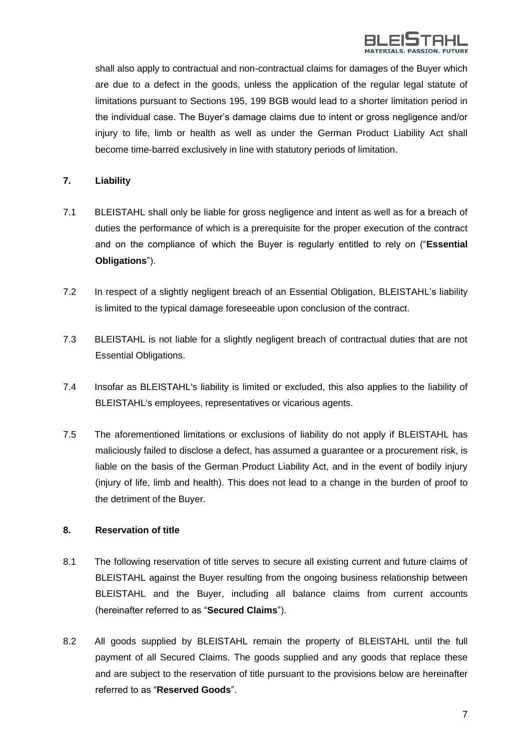shall also apply to contractual and non-contractual claims for damages of the Buyer which are due to a defect in the goods, unless the application of the regular legal statute of limitations pursuant to Sections 195, 199 BGB would lead to a shorter limitation period in the individual case. The Buyer's damage claims due to intent or gross negligence and/or injury to life, limb or health as well as under the German Product Liability Act shall become time-barred exclusively in line with statutory periods of limitation.

## 7. Liability

7.1 BLEISTAHL shall only be liable for gross negligence and intent as well as for a breach of duties the performance of which is a prerequisite for the proper execution of the contract and on the compliance of which the Buyer is regularly entitled to rely on ("**Essential Obligations**").

7.2 In respect of a slightly negligent breach of an Essential Obligation, BLEISTAHL's liability is limited to the typical damage foreseeable upon conclusion of the contract.

7.3 BLEISTAHL is not liable for a slightly negligent breach of contractual duties that are not Essential Obligations.

7.4 Insofar as BLEISTAHL's liability is limited or excluded, this also applies to the liability of BLEISTAHL's employees, representatives or vicarious agents.

7.5 The aforementioned limitations or exclusions of liability do not apply if BLEISTAHL has maliciously failed to disclose a defect, has assumed a guarantee or a procurement risk, is liable on the basis of the German Product Liability Act, and in the event of bodily injury (injury of life, limb and health). This does not lead to a change in the burden of proof to the detriment of the Buyer.

## 8. Reservation of title

8.1 The following reservation of title serves to secure all existing current and future claims of BLEISTAHL against the Buyer resulting from the ongoing business relationship between BLEISTAHL and the Buyer, including all balance claims from current accounts (hereinafter referred to as "**Secured Claims**").

8.2 All goods supplied by BLEISTAHL remain the property of BLEISTAHL until the full payment of all Secured Claims. The goods supplied and any goods that replace these and are subject to the reservation of title pursuant to the provisions below are hereinafter referred to as "**Reserved Goods**".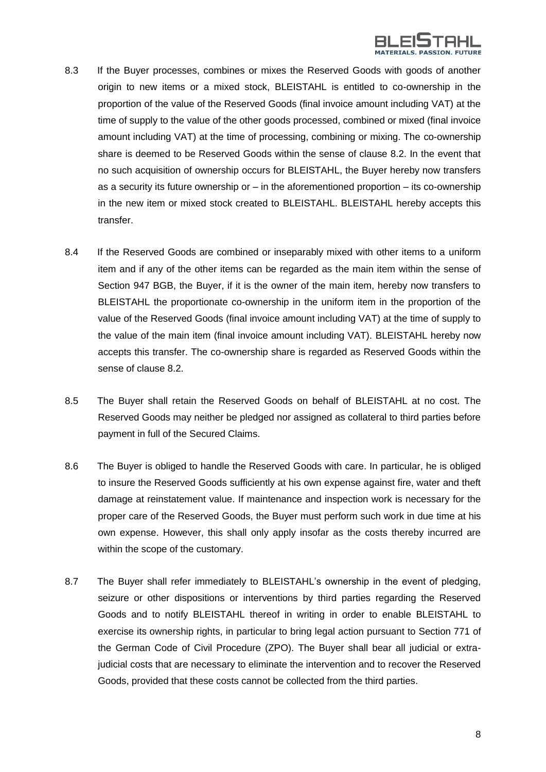8.3 If the Buyer processes, combines or mixes the Reserved Goods with goods of another origin to new items or a mixed stock, BLEISTAHL is entitled to co-ownership in the proportion of the value of the Reserved Goods (final invoice amount including VAT) at the time of supply to the value of the other goods processed, combined or mixed (final invoice amount including VAT) at the time of processing, combining or mixing. The co-ownership share is deemed to be Reserved Goods within the sense of clause 8.2. In the event that no such acquisition of ownership occurs for BLEISTAHL, the Buyer hereby now transfers as a security its future ownership or – in the aforementioned proportion – its co-ownership in the new item or mixed stock created to BLEISTAHL. BLEISTAHL hereby accepts this transfer.

8.4 If the Reserved Goods are combined or inseparably mixed with other items to a uniform item and if any of the other items can be regarded as the main item within the sense of Section 947 BGB, the Buyer, if it is the owner of the main item, hereby now transfers to BLEISTAHL the proportionate co-ownership in the uniform item in the proportion of the value of the Reserved Goods (final invoice amount including VAT) at the time of supply to the value of the main item (final invoice amount including VAT). BLEISTAHL hereby now accepts this transfer. The co-ownership share is regarded as Reserved Goods within the sense of clause 8.2.

8.5 The Buyer shall retain the Reserved Goods on behalf of BLEISTAHL at no cost. The Reserved Goods may neither be pledged nor assigned as collateral to third parties before payment in full of the Secured Claims.

8.6 The Buyer is obliged to handle the Reserved Goods with care. In particular, he is obliged to insure the Reserved Goods sufficiently at his own expense against fire, water and theft damage at reinstatement value. If maintenance and inspection work is necessary for the proper care of the Reserved Goods, the Buyer must perform such work in due time at his own expense. However, this shall only apply insofar as the costs thereby incurred are within the scope of the customary.

8.7 The Buyer shall refer immediately to BLEISTAHL's ownership in the event of pledging, seizure or other dispositions or interventions by third parties regarding the Reserved Goods and to notify BLEISTAHL thereof in writing in order to enable BLEISTAHL to exercise its ownership rights, in particular to bring legal action pursuant to Section 771 of the German Code of Civil Procedure (ZPO). The Buyer shall bear all judicial or extra-judicial costs that are necessary to eliminate the intervention and to recover the Reserved Goods, provided that these costs cannot be collected from the third parties.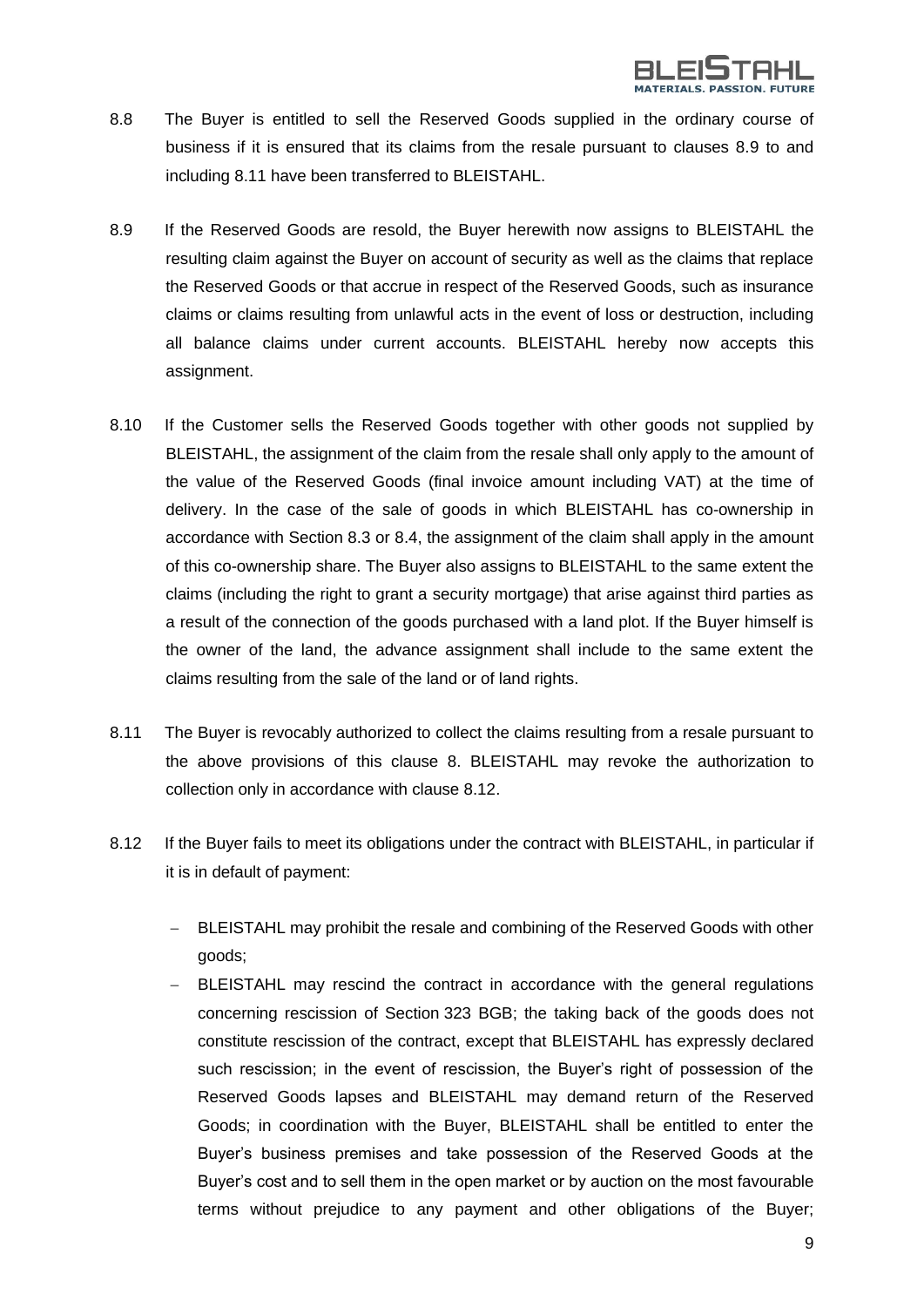8.8 The Buyer is entitled to sell the Reserved Goods supplied in the ordinary course of business if it is ensured that its claims from the resale pursuant to clauses 8.9 to and including 8.11 have been transferred to BLEISTAHL.

8.9 If the Reserved Goods are resold, the Buyer herewith now assigns to BLEISTAHL the resulting claim against the Buyer on account of security as well as the claims that replace the Reserved Goods or that accrue in respect of the Reserved Goods, such as insurance claims or claims resulting from unlawful acts in the event of loss or destruction, including all balance claims under current accounts. BLEISTAHL hereby now accepts this assignment.

8.10 If the Customer sells the Reserved Goods together with other goods not supplied by BLEISTAHL, the assignment of the claim from the resale shall only apply to the amount of the value of the Reserved Goods (final invoice amount including VAT) at the time of delivery. In the case of the sale of goods in which BLEISTAHL has co-ownership in accordance with Section 8.3 or 8.4, the assignment of the claim shall apply in the amount of this co-ownership share. The Buyer also assigns to BLEISTAHL to the same extent the claims (including the right to grant a security mortgage) that arise against third parties as a result of the connection of the goods purchased with a land plot. If the Buyer himself is the owner of the land, the advance assignment shall include to the same extent the claims resulting from the sale of the land or of land rights.

8.11 The Buyer is revocably authorized to collect the claims resulting from a resale pursuant to the above provisions of this clause 8. BLEISTAHL may revoke the authorization to collection only in accordance with clause 8.12.

8.12 If the Buyer fails to meet its obligations under the contract with BLEISTAHL, in particular if it is in default of payment:

- BLEISTAHL may prohibit the resale and combining of the Reserved Goods with other goods;
- BLEISTAHL may rescind the contract in accordance with the general regulations concerning rescission of Section 323 BGB; the taking back of the goods does not constitute rescission of the contract, except that BLEISTAHL has expressly declared such rescission; in the event of rescission, the Buyer's right of possession of the Reserved Goods lapses and BLEISTAHL may demand return of the Reserved Goods; in coordination with the Buyer, BLEISTAHL shall be entitled to enter the Buyer's business premises and take possession of the Reserved Goods at the Buyer's cost and to sell them in the open market or by auction on the most favourable terms without prejudice to any payment and other obligations of the Buyer;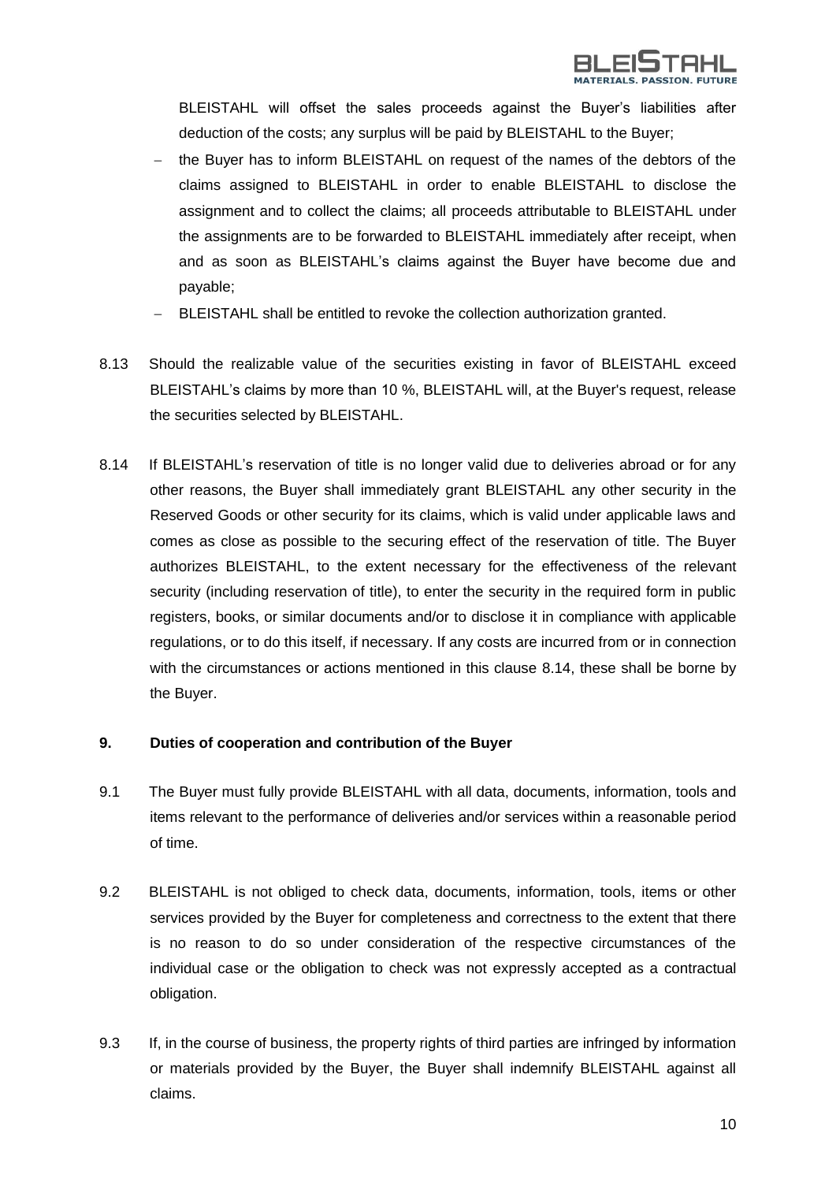BLEISTAHL will offset the sales proceeds against the Buyer's liabilities after deduction of the costs; any surplus will be paid by BLEISTAHL to the Buyer;

- the Buyer has to inform BLEISTAHL on request of the names of the debtors of the claims assigned to BLEISTAHL in order to enable BLEISTAHL to disclose the assignment and to collect the claims; all proceeds attributable to BLEISTAHL under the assignments are to be forwarded to BLEISTAHL immediately after receipt, when and as soon as BLEISTAHL's claims against the Buyer have become due and payable;
- BLEISTAHL shall be entitled to revoke the collection authorization granted.

8.13 Should the realizable value of the securities existing in favor of BLEISTAHL exceed BLEISTAHL's claims by more than 10 %, BLEISTAHL will, at the Buyer's request, release the securities selected by BLEISTAHL.

8.14 If BLEISTAHL's reservation of title is no longer valid due to deliveries abroad or for any other reasons, the Buyer shall immediately grant BLEISTAHL any other security in the Reserved Goods or other security for its claims, which is valid under applicable laws and comes as close as possible to the securing effect of the reservation of title. The Buyer authorizes BLEISTAHL, to the extent necessary for the effectiveness of the relevant security (including reservation of title), to enter the security in the required form in public registers, books, or similar documents and/or to disclose it in compliance with applicable regulations, or to do this itself, if necessary. If any costs are incurred from or in connection with the circumstances or actions mentioned in this clause 8.14, these shall be borne by the Buyer.

**9. Duties of cooperation and contribution of the Buyer**

9.1 The Buyer must fully provide BLEISTAHL with all data, documents, information, tools and items relevant to the performance of deliveries and/or services within a reasonable period of time.

9.2 BLEISTAHL is not obliged to check data, documents, information, tools, items or other services provided by the Buyer for completeness and correctness to the extent that there is no reason to do so under consideration of the respective circumstances of the individual case or the obligation to check was not expressly accepted as a contractual obligation.

9.3 If, in the course of business, the property rights of third parties are infringed by information or materials provided by the Buyer, the Buyer shall indemnify BLEISTAHL against all claims.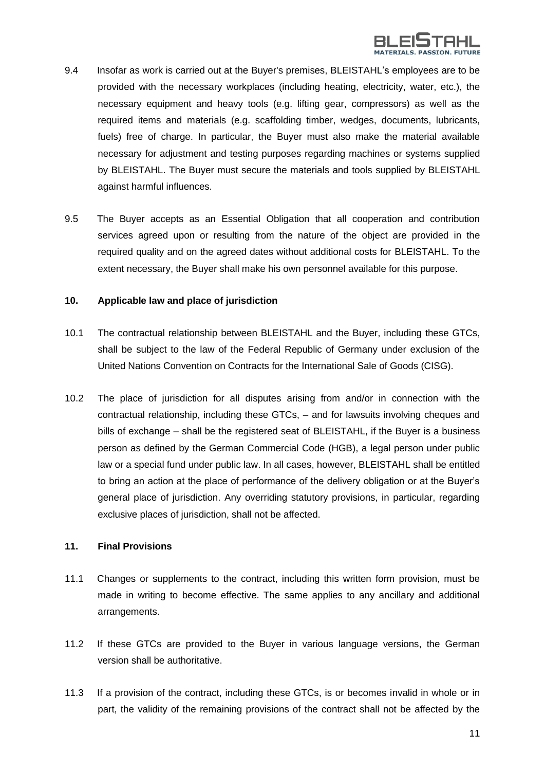9.4 Insofar as work is carried out at the Buyer's premises, BLEISTAHL's employees are to be provided with the necessary workplaces (including heating, electricity, water, etc.), the necessary equipment and heavy tools (e.g. lifting gear, compressors) as well as the required items and materials (e.g. scaffolding timber, wedges, documents, lubricants, fuels) free of charge. In particular, the Buyer must also make the material available necessary for adjustment and testing purposes regarding machines or systems supplied by BLEISTAHL. The Buyer must secure the materials and tools supplied by BLEISTAHL against harmful influences.

9.5 The Buyer accepts as an Essential Obligation that all cooperation and contribution services agreed upon or resulting from the nature of the object are provided in the required quality and on the agreed dates without additional costs for BLEISTAHL. To the extent necessary, the Buyer shall make his own personnel available for this purpose.

## 10. Applicable law and place of jurisdiction

10.1 The contractual relationship between BLEISTAHL and the Buyer, including these GTCs, shall be subject to the law of the Federal Republic of Germany under exclusion of the United Nations Convention on Contracts for the International Sale of Goods (CISG).

10.2 The place of jurisdiction for all disputes arising from and/or in connection with the contractual relationship, including these GTCs, – and for lawsuits involving cheques and bills of exchange – shall be the registered seat of BLEISTAHL, if the Buyer is a business person as defined by the German Commercial Code (HGB), a legal person under public law or a special fund under public law. In all cases, however, BLEISTAHL shall be entitled to bring an action at the place of performance of the delivery obligation or at the Buyer's general place of jurisdiction. Any overriding statutory provisions, in particular, regarding exclusive places of jurisdiction, shall not be affected.

## 11. Final Provisions

11.1 Changes or supplements to the contract, including this written form provision, must be made in writing to become effective. The same applies to any ancillary and additional arrangements.

11.2 If these GTCs are provided to the Buyer in various language versions, the German version shall be authoritative.

11.3 If a provision of the contract, including these GTCs, is or becomes invalid in whole or in part, the validity of the remaining provisions of the contract shall not be affected by the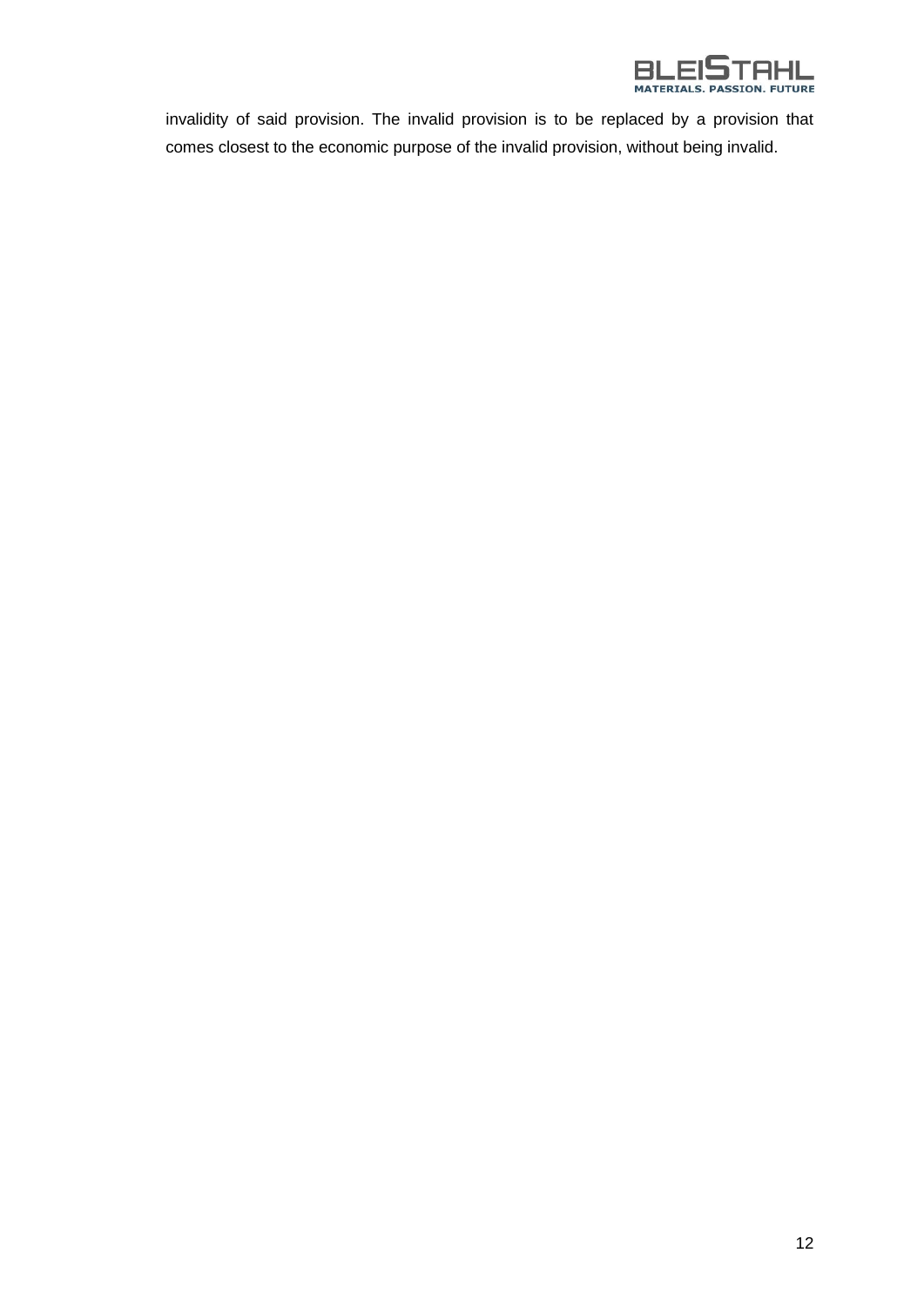invalidity of said provision. The invalid provision is to be replaced by a provision that comes closest to the economic purpose of the invalid provision, without being invalid.